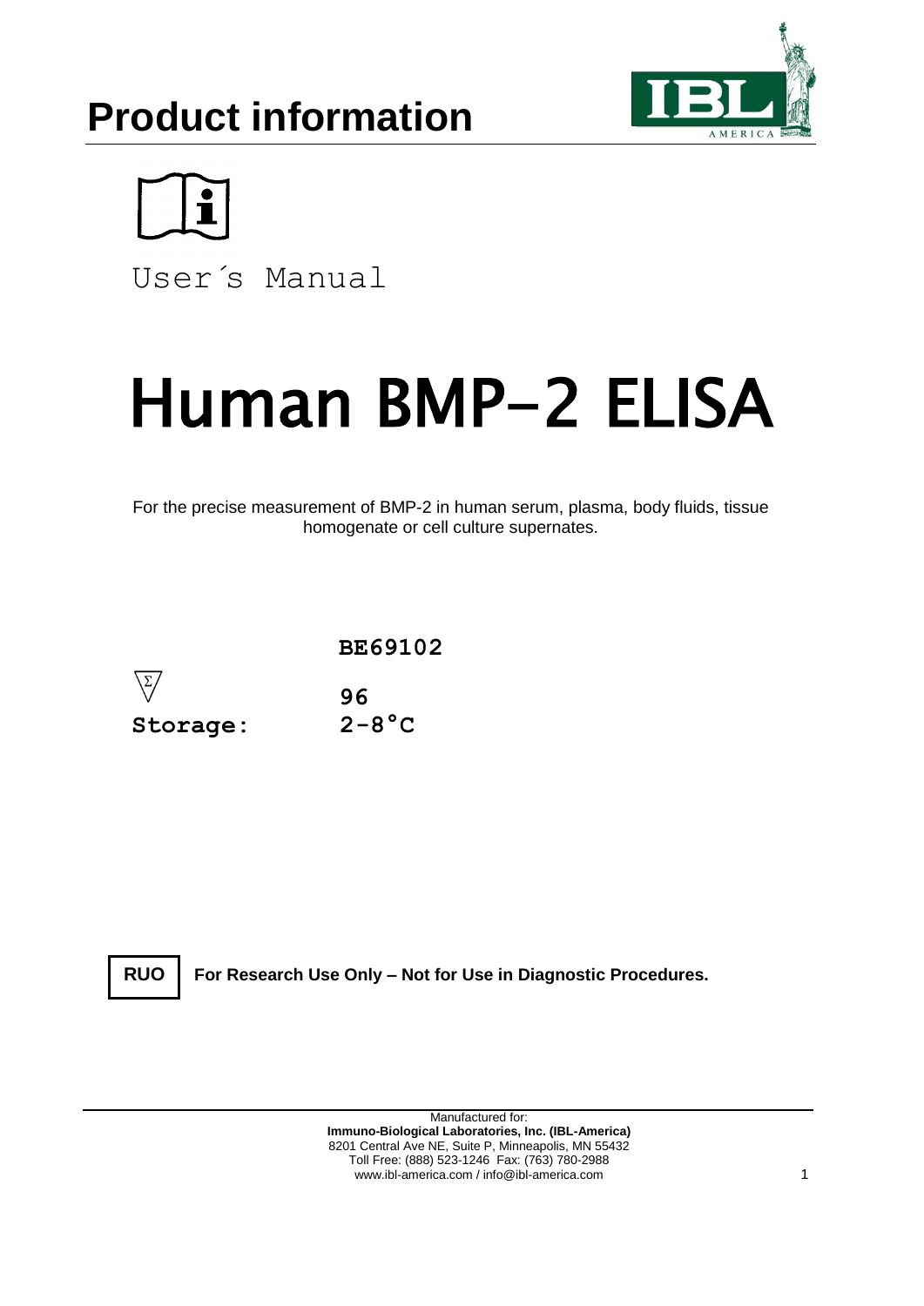# Product information

User´s Manual

# Human BMP-2 ELISA

For the precise measurement of BMP-2 in human serum, plasma, body fluids, tissue homogenate or cell culture supernates.

**BE69102**

| | |
|---|---|
| Σ | **96** |
| **Storage:** | **2-8°C** |

**RUO** **For Research Use Only – Not for Use in Diagnostic Procedures.**

Manufactured for:
**Immuno-Biological Laboratories, Inc. (IBL-America)**
8201 Central Ave NE, Suite P, Minneapolis, MN 55432
Toll Free: (888) 523-1246 Fax: (763) 780-2988
www.ibl-america.com / info@ibl-america.com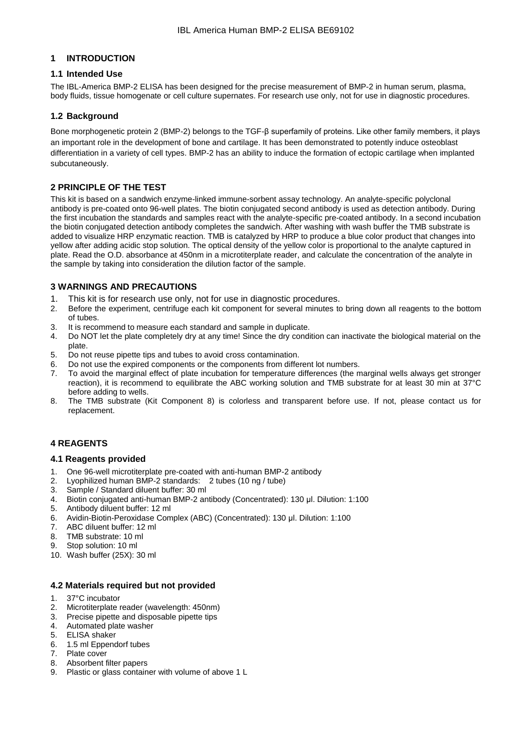## 1 INTRODUCTION

### 1.1 Intended Use

The IBL-America BMP-2 ELISA has been designed for the precise measurement of BMP-2 in human serum, plasma, body fluids, tissue homogenate or cell culture supernates. For research use only, not for use in diagnostic procedures.

### 1.2 Background

Bone morphogenetic protein 2 (BMP-2) belongs to the TGF-β superfamily of proteins. Like other family members, it plays an important role in the development of bone and cartilage. It has been demonstrated to potently induce osteoblast differentiation in a variety of cell types. BMP-2 has an ability to induce the formation of ectopic cartilage when implanted subcutaneously.

## 2 PRINCIPLE OF THE TEST

This kit is based on a sandwich enzyme-linked immune-sorbent assay technology. An analyte-specific polyclonal antibody is pre-coated onto 96-well plates. The biotin conjugated second antibody is used as detection antibody. During the first incubation the standards and samples react with the analyte-specific pre-coated antibody. In a second incubation the biotin conjugated detection antibody completes the sandwich. After washing with wash buffer the TMB substrate is added to visualize HRP enzymatic reaction. TMB is catalyzed by HRP to produce a blue color product that changes into yellow after adding acidic stop solution. The optical density of the yellow color is proportional to the analyte captured in plate. Read the O.D. absorbance at 450nm in a microtiterplate reader, and calculate the concentration of the analyte in the sample by taking into consideration the dilution factor of the sample.

## 3 WARNINGS AND PRECAUTIONS

1. This kit is for research use only, not for use in diagnostic procedures.
2. Before the experiment, centrifuge each kit component for several minutes to bring down all reagents to the bottom of tubes.
3. It is recommend to measure each standard and sample in duplicate.
4. Do NOT let the plate completely dry at any time! Since the dry condition can inactivate the biological material on the plate.
5. Do not reuse pipette tips and tubes to avoid cross contamination.
6. Do not use the expired components or the components from different lot numbers.
7. To avoid the marginal effect of plate incubation for temperature differences (the marginal wells always get stronger reaction), it is recommend to equilibrate the ABC working solution and TMB substrate for at least 30 min at 37°C before adding to wells.
8. The TMB substrate (Kit Component 8) is colorless and transparent before use. If not, please contact us for replacement.

## 4 REAGENTS

### 4.1 Reagents provided

1. One 96-well microtiterplate pre-coated with anti-human BMP-2 antibody
2. Lyophilized human BMP-2 standards: 2 tubes (10 ng / tube)
3. Sample / Standard diluent buffer: 30 ml
4. Biotin conjugated anti-human BMP-2 antibody (Concentrated): 130 µl. Dilution: 1:100
5. Antibody diluent buffer: 12 ml
6. Avidin-Biotin-Peroxidase Complex (ABC) (Concentrated): 130 µl. Dilution: 1:100
7. ABC diluent buffer: 12 ml
8. TMB substrate: 10 ml
9. Stop solution: 10 ml
10. Wash buffer (25X): 30 ml

### 4.2 Materials required but not provided

1. 37°C incubator
2. Microtiterplate reader (wavelength: 450nm)
3. Precise pipette and disposable pipette tips
4. Automated plate washer
5. ELISA shaker
6. 1.5 ml Eppendorf tubes
7. Plate cover
8. Absorbent filter papers
9. Plastic or glass container with volume of above 1 L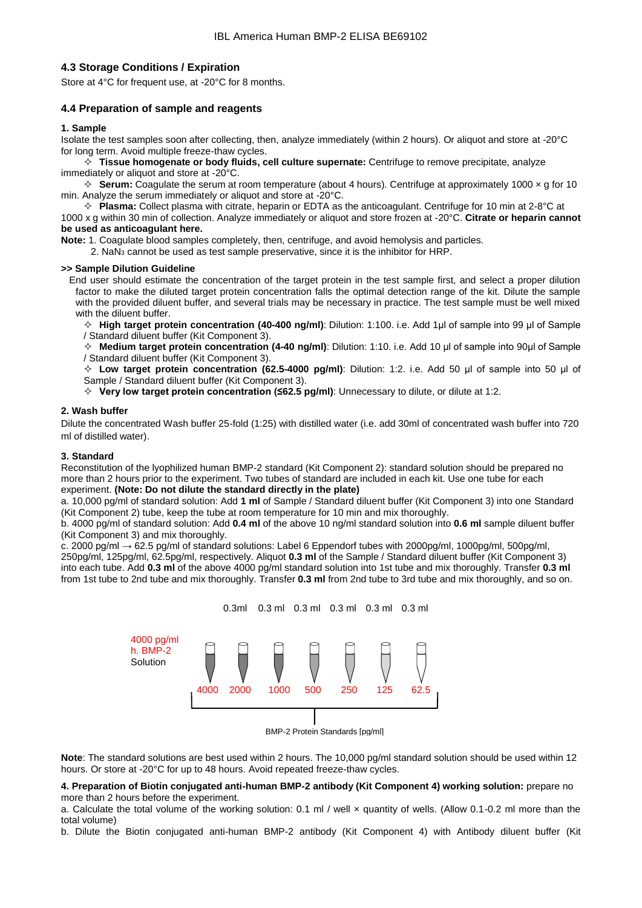### 4.3 Storage Conditions / Expiration

Store at 4°C for frequent use, at -20°C for 8 months.

### 4.4 Preparation of sample and reagents

**1. Sample**

Isolate the test samples soon after collecting, then, analyze immediately (within 2 hours). Or aliquot and store at -20°C for long term. Avoid multiple freeze-thaw cycles.

✧ **Tissue homogenate or body fluids, cell culture supernate:** Centrifuge to remove precipitate, analyze immediately or aliquot and store at -20°C.

✧ **Serum:** Coagulate the serum at room temperature (about 4 hours). Centrifuge at approximately 1000 × g for 10 min. Analyze the serum immediately or aliquot and store at -20°C.

✧ **Plasma:** Collect plasma with citrate, heparin or EDTA as the anticoagulant. Centrifuge for 10 min at 2-8°C at 1000 x g within 30 min of collection. Analyze immediately or aliquot and store frozen at -20°C. **Citrate or heparin cannot be used as anticoagulant here.**

**Note:** 1. Coagulate blood samples completely, then, centrifuge, and avoid hemolysis and particles.
2. $NaN_3$ cannot be used as test sample preservative, since it is the inhibitor for HRP.

**>> Sample Dilution Guideline**

End user should estimate the concentration of the target protein in the test sample first, and select a proper dilution factor to make the diluted target protein concentration falls the optimal detection range of the kit. Dilute the sample with the provided diluent buffer, and several trials may be necessary in practice. The test sample must be well mixed with the diluent buffer.

✧ **High target protein concentration (40-400 ng/ml)**: Dilution: 1:100. i.e. Add 1µl of sample into 99 µl of Sample / Standard diluent buffer (Kit Component 3).

✧ **Medium target protein concentration (4-40 ng/ml)**: Dilution: 1:10. i.e. Add 10 µl of sample into 90µl of Sample / Standard diluent buffer (Kit Component 3).

✧ **Low target protein concentration (62.5-4000 pg/ml)**: Dilution: 1:2. i.e. Add 50 µl of sample into 50 µl of Sample / Standard diluent buffer (Kit Component 3).

✧ **Very low target protein concentration (≤62.5 pg/ml)**: Unnecessary to dilute, or dilute at 1:2.

**2. Wash buffer**

Dilute the concentrated Wash buffer 25-fold (1:25) with distilled water (i.e. add 30ml of concentrated wash buffer into 720 ml of distilled water).

**3. Standard**

Reconstitution of the lyophilized human BMP-2 standard (Kit Component 2): standard solution should be prepared no more than 2 hours prior to the experiment. Two tubes of standard are included in each kit. Use one tube for each experiment. **(Note: Do not dilute the standard directly in the plate)**

a. 10,000 pg/ml of standard solution: Add **1 ml** of Sample / Standard diluent buffer (Kit Component 3) into one Standard (Kit Component 2) tube, keep the tube at room temperature for 10 min and mix thoroughly.

b. 4000 pg/ml of standard solution: Add **0.4 ml** of the above 10 ng/ml standard solution into **0.6 ml** sample diluent buffer (Kit Component 3) and mix thoroughly.

c. 2000 pg/ml → 62.5 pg/ml of standard solutions: Label 6 Eppendorf tubes with 2000pg/ml, 1000pg/ml, 500pg/ml, 250pg/ml, 125pg/ml, 62.5pg/ml, respectively. Aliquot **0.3 ml** of the Sample / Standard diluent buffer (Kit Component 3) into each tube. Add **0.3 ml** of the above 4000 pg/ml standard solution into 1st tube and mix thoroughly. Transfer **0.3 ml** from 1st tube to 2nd tube and mix thoroughly. Transfer **0.3 ml** from 2nd tube to 3rd tube and mix thoroughly, and so on.

4000 pg/ml h. BMP-2 Solution

| 4000 | 2000 | 1000 | 500 | 250 | 125 | 62.5 |
|---|---|---|---|---|---|---|
| | 0.3ml | 0.3 ml | 0.3 ml | 0.3 ml | 0.3 ml | 0.3 ml |

BMP-2 Protein Standards [pg/ml]

**Note**: The standard solutions are best used within 2 hours. The 10,000 pg/ml standard solution should be used within 12 hours. Or store at -20°C for up to 48 hours. Avoid repeated freeze-thaw cycles.

**4. Preparation of Biotin conjugated anti-human BMP-2 antibody (Kit Component 4) working solution:** prepare no more than 2 hours before the experiment.

a. Calculate the total volume of the working solution: 0.1 ml / well × quantity of wells. (Allow 0.1-0.2 ml more than the total volume)

b. Dilute the Biotin conjugated anti-human BMP-2 antibody (Kit Component 4) with Antibody diluent buffer (Kit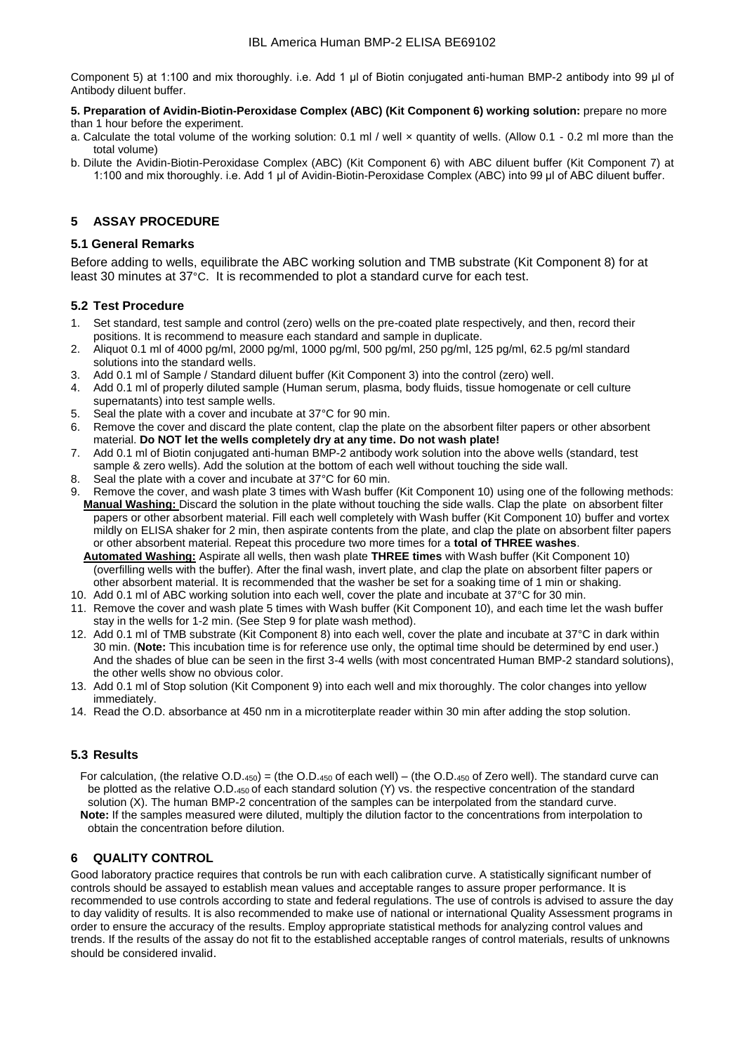Component 5) at 1:100 and mix thoroughly. i.e. Add 1 µl of Biotin conjugated anti-human BMP-2 antibody into 99 µl of Antibody diluent buffer.

**5. Preparation of Avidin-Biotin-Peroxidase Complex (ABC) (Kit Component 6) working solution:** prepare no more than 1 hour before the experiment.

a. Calculate the total volume of the working solution: 0.1 ml / well × quantity of wells. (Allow 0.1 - 0.2 ml more than the total volume)

b. Dilute the Avidin-Biotin-Peroxidase Complex (ABC) (Kit Component 6) with ABC diluent buffer (Kit Component 7) at 1:100 and mix thoroughly. i.e. Add 1 µl of Avidin-Biotin-Peroxidase Complex (ABC) into 99 µl of ABC diluent buffer.

## 5 ASSAY PROCEDURE

### 5.1 General Remarks

Before adding to wells, equilibrate the ABC working solution and TMB substrate (Kit Component 8) for at least 30 minutes at 37°C. It is recommended to plot a standard curve for each test.

### 5.2 Test Procedure

1. Set standard, test sample and control (zero) wells on the pre-coated plate respectively, and then, record their positions. It is recommend to measure each standard and sample in duplicate.
2. Aliquot 0.1 ml of 4000 pg/ml, 2000 pg/ml, 1000 pg/ml, 500 pg/ml, 250 pg/ml, 125 pg/ml, 62.5 pg/ml standard solutions into the standard wells.
3. Add 0.1 ml of Sample / Standard diluent buffer (Kit Component 3) into the control (zero) well.
4. Add 0.1 ml of properly diluted sample (Human serum, plasma, body fluids, tissue homogenate or cell culture supernatants) into test sample wells.
5. Seal the plate with a cover and incubate at 37°C for 90 min.
6. Remove the cover and discard the plate content, clap the plate on the absorbent filter papers or other absorbent material. **Do NOT let the wells completely dry at any time. Do not wash plate!**
7. Add 0.1 ml of Biotin conjugated anti-human BMP-2 antibody work solution into the above wells (standard, test sample & zero wells). Add the solution at the bottom of each well without touching the side wall.
8. Seal the plate with a cover and incubate at 37°C for 60 min.
9. Remove the cover, and wash plate 3 times with Wash buffer (Kit Component 10) using one of the following methods:
   **Manual Washing:** Discard the solution in the plate without touching the side walls. Clap the plate on absorbent filter papers or other absorbent material. Fill each well completely with Wash buffer (Kit Component 10) buffer and vortex mildly on ELISA shaker for 2 min, then aspirate contents from the plate, and clap the plate on absorbent filter papers or other absorbent material. Repeat this procedure two more times for a **total of THREE washes**.
   **Automated Washing:** Aspirate all wells, then wash plate **THREE times** with Wash buffer (Kit Component 10) (overfilling wells with the buffer). After the final wash, invert plate, and clap the plate on absorbent filter papers or other absorbent material. It is recommended that the washer be set for a soaking time of 1 min or shaking.
10. Add 0.1 ml of ABC working solution into each well, cover the plate and incubate at 37°C for 30 min.
11. Remove the cover and wash plate 5 times with Wash buffer (Kit Component 10), and each time let the wash buffer stay in the wells for 1-2 min. (See Step 9 for plate wash method).
12. Add 0.1 ml of TMB substrate (Kit Component 8) into each well, cover the plate and incubate at 37°C in dark within 30 min. (**Note:** This incubation time is for reference use only, the optimal time should be determined by end user.) And the shades of blue can be seen in the first 3-4 wells (with most concentrated Human BMP-2 standard solutions), the other wells show no obvious color.
13. Add 0.1 ml of Stop solution (Kit Component 9) into each well and mix thoroughly. The color changes into yellow immediately.
14. Read the O.D. absorbance at 450 nm in a microtiterplate reader within 30 min after adding the stop solution.

### 5.3 Results

For calculation, (the relative $O.D._{450}$) = (the $O.D._{450}$ of each well) – (the $O.D._{450}$ of Zero well). The standard curve can be plotted as the relative $O.D._{450}$ of each standard solution (Y) vs. the respective concentration of the standard solution (X). The human BMP-2 concentration of the samples can be interpolated from the standard curve.

**Note:** If the samples measured were diluted, multiply the dilution factor to the concentrations from interpolation to obtain the concentration before dilution.

## 6 QUALITY CONTROL

Good laboratory practice requires that controls be run with each calibration curve. A statistically significant number of controls should be assayed to establish mean values and acceptable ranges to assure proper performance. It is recommended to use controls according to state and federal regulations. The use of controls is advised to assure the day to day validity of results. It is also recommended to make use of national or international Quality Assessment programs in order to ensure the accuracy of the results. Employ appropriate statistical methods for analyzing control values and trends. If the results of the assay do not fit to the established acceptable ranges of control materials, results of unknowns should be considered invalid.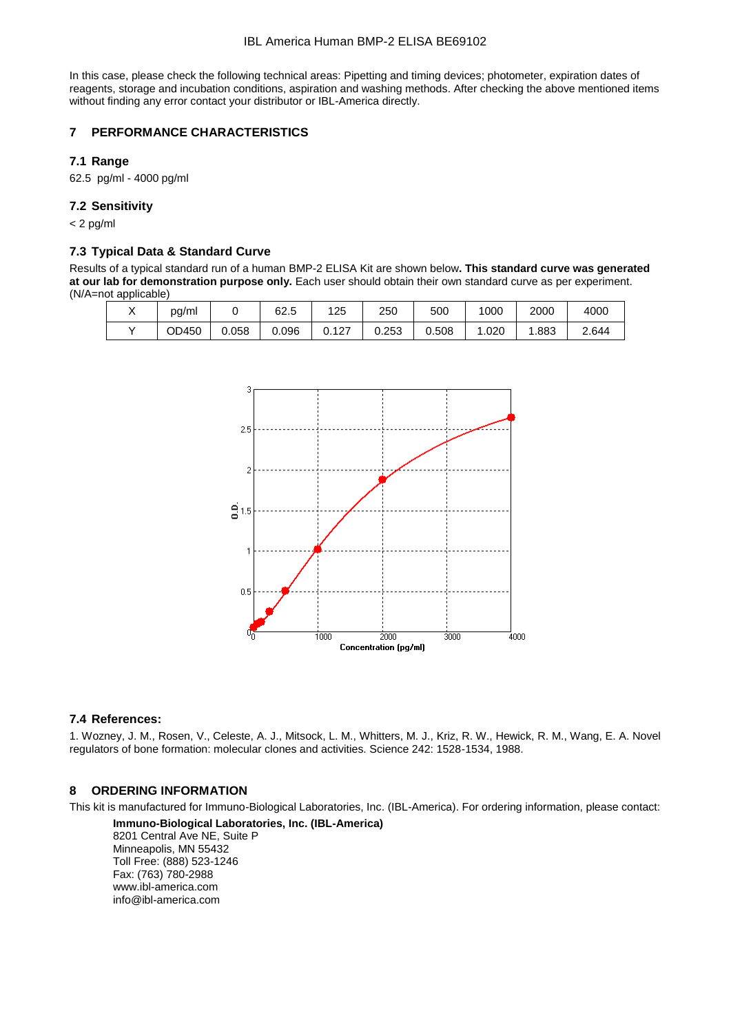In this case, please check the following technical areas: Pipetting and timing devices; photometer, expiration dates of reagents, storage and incubation conditions, aspiration and washing methods. After checking the above mentioned items without finding any error contact your distributor or IBL-America directly.

## 7 PERFORMANCE CHARACTERISTICS

### 7.1 Range

62.5 pg/ml - 4000 pg/ml

### 7.2 Sensitivity

< 2 pg/ml

### 7.3 Typical Data & Standard Curve

Results of a typical standard run of a human BMP-2 ELISA Kit are shown below**. This standard curve was generated at our lab for demonstration purpose only.** Each user should obtain their own standard curve as per experiment. (N/A=not applicable)

| X | pg/ml | 0 | 62.5 | 125 | 250 | 500 | 1000 | 2000 | 4000 |
|---|---|---|---|---|---|---|---|---|---|
| Y | OD450 | 0.058 | 0.096 | 0.127 | 0.253 | 0.508 | 1.020 | 1.883 | 2.644 |

O.D.
3
2.5
2
1.5
1
0.5
0
0
1000
2000
3000
4000
Concentration (pg/ml)

### 7.4 References:

1. Wozney, J. M., Rosen, V., Celeste, A. J., Mitsock, L. M., Whitters, M. J., Kriz, R. W., Hewick, R. M., Wang, E. A. Novel regulators of bone formation: molecular clones and activities. Science 242: 1528-1534, 1988.

## 8 ORDERING INFORMATION

This kit is manufactured for Immuno-Biological Laboratories, Inc. (IBL-America). For ordering information, please contact:

**Immuno-Biological Laboratories, Inc. (IBL-America)**
8201 Central Ave NE, Suite P
Minneapolis, MN 55432
Toll Free: (888) 523-1246
Fax: (763) 780-2988
www.ibl-america.com
info@ibl-america.com